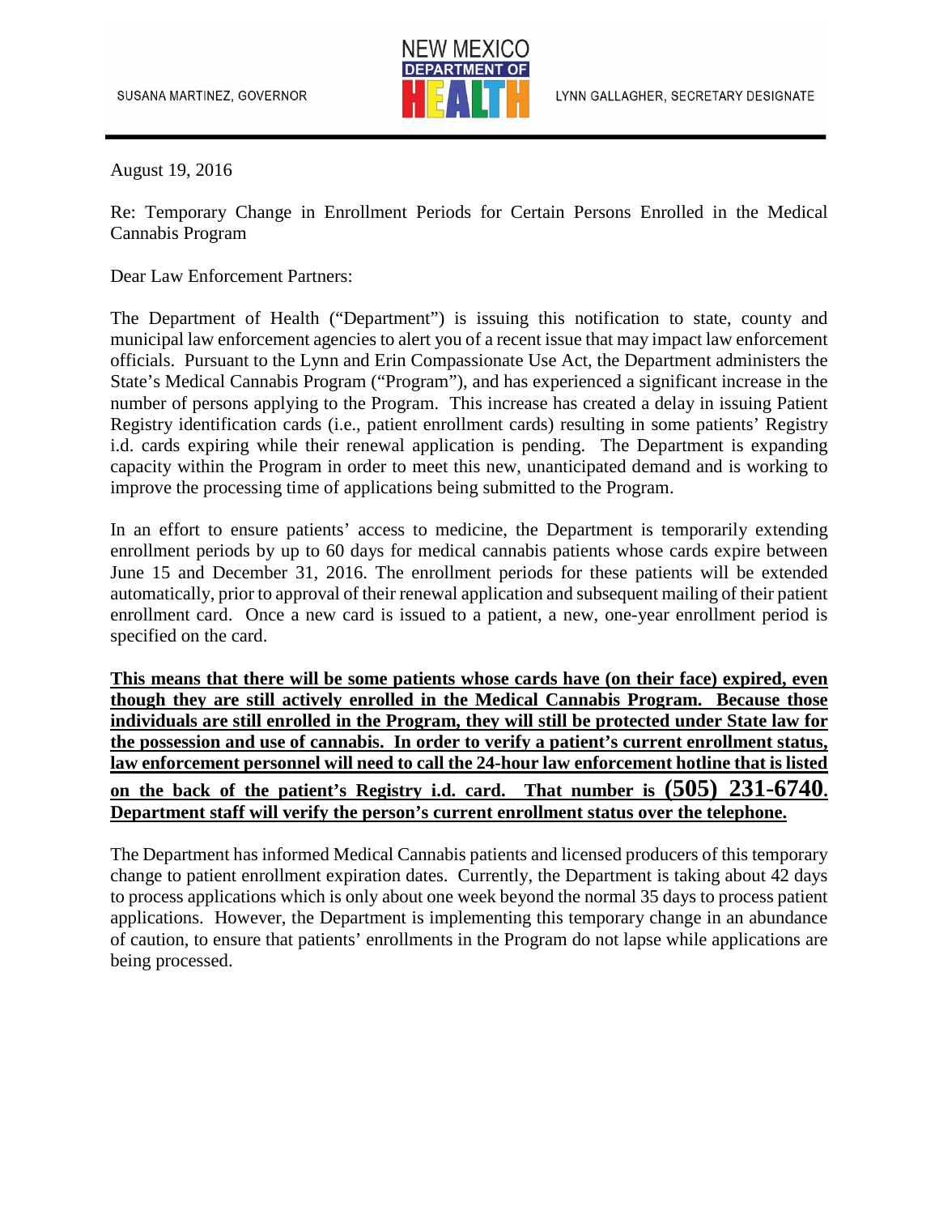SUSANA MARTINEZ, GOVERNOR

NEW MEXICO DEPARTMENT OF HEALTH

LYNN GALLAGHER, SECRETARY DESIGNATE

August 19, 2016

Re: Temporary Change in Enrollment Periods for Certain Persons Enrolled in the Medical Cannabis Program

Dear Law Enforcement Partners:

The Department of Health ("Department") is issuing this notification to state, county and municipal law enforcement agencies to alert you of a recent issue that may impact law enforcement officials. Pursuant to the Lynn and Erin Compassionate Use Act, the Department administers the State's Medical Cannabis Program ("Program"), and has experienced a significant increase in the number of persons applying to the Program. This increase has created a delay in issuing Patient Registry identification cards (i.e., patient enrollment cards) resulting in some patients' Registry i.d. cards expiring while their renewal application is pending. The Department is expanding capacity within the Program in order to meet this new, unanticipated demand and is working to improve the processing time of applications being submitted to the Program.

In an effort to ensure patients' access to medicine, the Department is temporarily extending enrollment periods by up to 60 days for medical cannabis patients whose cards expire between June 15 and December 31, 2016. The enrollment periods for these patients will be extended automatically, prior to approval of their renewal application and subsequent mailing of their patient enrollment card. Once a new card is issued to a patient, a new, one-year enrollment period is specified on the card.

**This means that there will be some patients whose cards have (on their face) expired, even though they are still actively enrolled in the Medical Cannabis Program. Because those individuals are still enrolled in the Program, they will still be protected under State law for the possession and use of cannabis. In order to verify a patient's current enrollment status, law enforcement personnel will need to call the 24-hour law enforcement hotline that is listed on the back of the patient's Registry i.d. card. That number is (505) 231-6740. Department staff will verify the person's current enrollment status over the telephone.**

The Department has informed Medical Cannabis patients and licensed producers of this temporary change to patient enrollment expiration dates. Currently, the Department is taking about 42 days to process applications which is only about one week beyond the normal 35 days to process patient applications. However, the Department is implementing this temporary change in an abundance of caution, to ensure that patients' enrollments in the Program do not lapse while applications are being processed.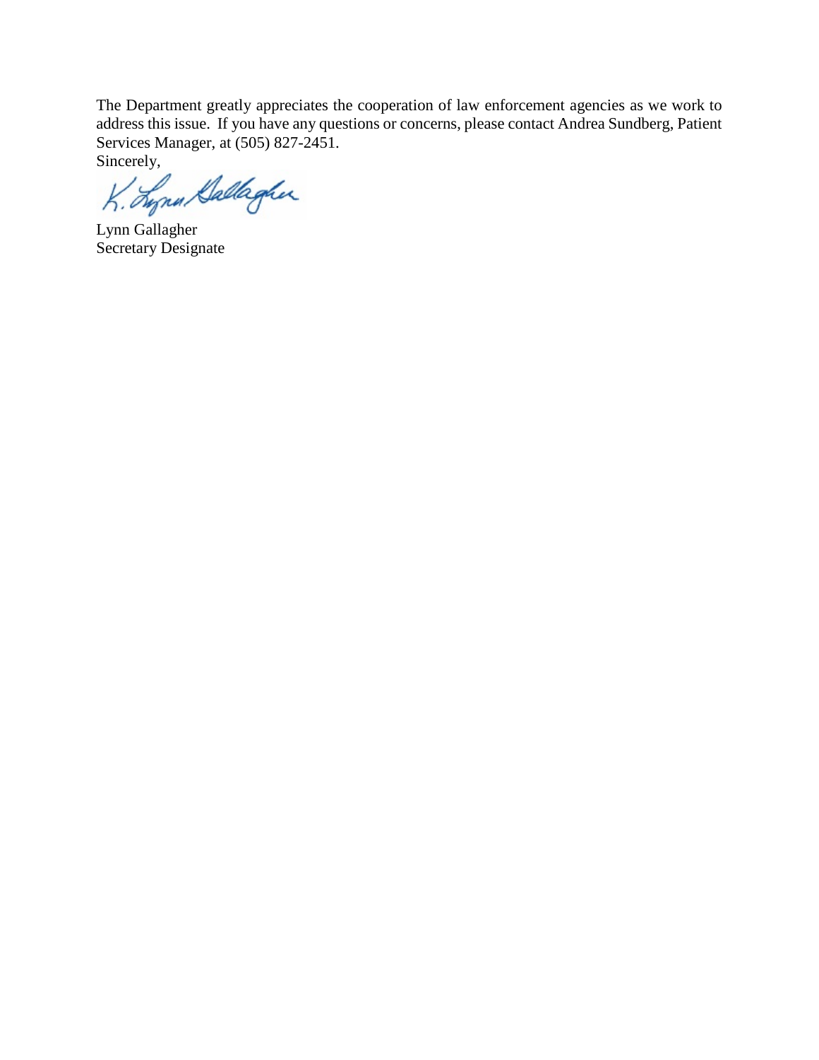The Department greatly appreciates the cooperation of law enforcement agencies as we work to address this issue. If you have any questions or concerns, please contact Andrea Sundberg, Patient Services Manager, at (505) 827-2451.

Sincerely,

K. Lynn Gallagher

Lynn Gallagher
Secretary Designate